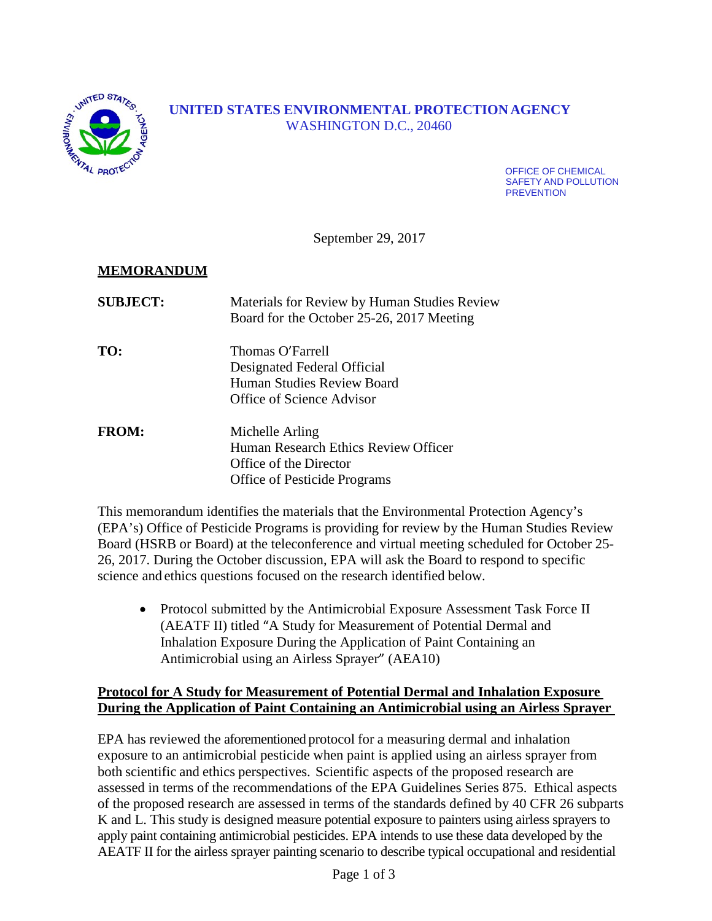**UNITED STATES ENVIRONMENTAL PROTECTION AGENCY**
WASHINGTON D.C., 20460

OFFICE OF CHEMICAL SAFETY AND POLLUTION PREVENTION

September 29, 2017

**MEMORANDUM**

**SUBJECT:** Materials for Review by Human Studies Review Board for the October 25-26, 2017 Meeting

**TO:** Thomas O'Farrell
Designated Federal Official
Human Studies Review Board
Office of Science Advisor

**FROM:** Michelle Arling
Human Research Ethics Review Officer
Office of the Director
Office of Pesticide Programs

This memorandum identifies the materials that the Environmental Protection Agency's (EPA's) Office of Pesticide Programs is providing for review by the Human Studies Review Board (HSRB or Board) at the teleconference and virtual meeting scheduled for October 25-26, 2017. During the October discussion, EPA will ask the Board to respond to specific science and ethics questions focused on the research identified below.

- Protocol submitted by the Antimicrobial Exposure Assessment Task Force II (AEATF II) titled "A Study for Measurement of Potential Dermal and Inhalation Exposure During the Application of Paint Containing an Antimicrobial using an Airless Sprayer" (AEA10)

**Protocol for A Study for Measurement of Potential Dermal and Inhalation Exposure During the Application of Paint Containing an Antimicrobial using an Airless Sprayer**

EPA has reviewed the aforementioned protocol for a measuring dermal and inhalation exposure to an antimicrobial pesticide when paint is applied using an airless sprayer from both scientific and ethics perspectives. Scientific aspects of the proposed research are assessed in terms of the recommendations of the EPA Guidelines Series 875. Ethical aspects of the proposed research are assessed in terms of the standards defined by 40 CFR 26 subparts K and L. This study is designed measure potential exposure to painters using airless sprayers to apply paint containing antimicrobial pesticides. EPA intends to use these data developed by the AEATF II for the airless sprayer painting scenario to describe typical occupational and residential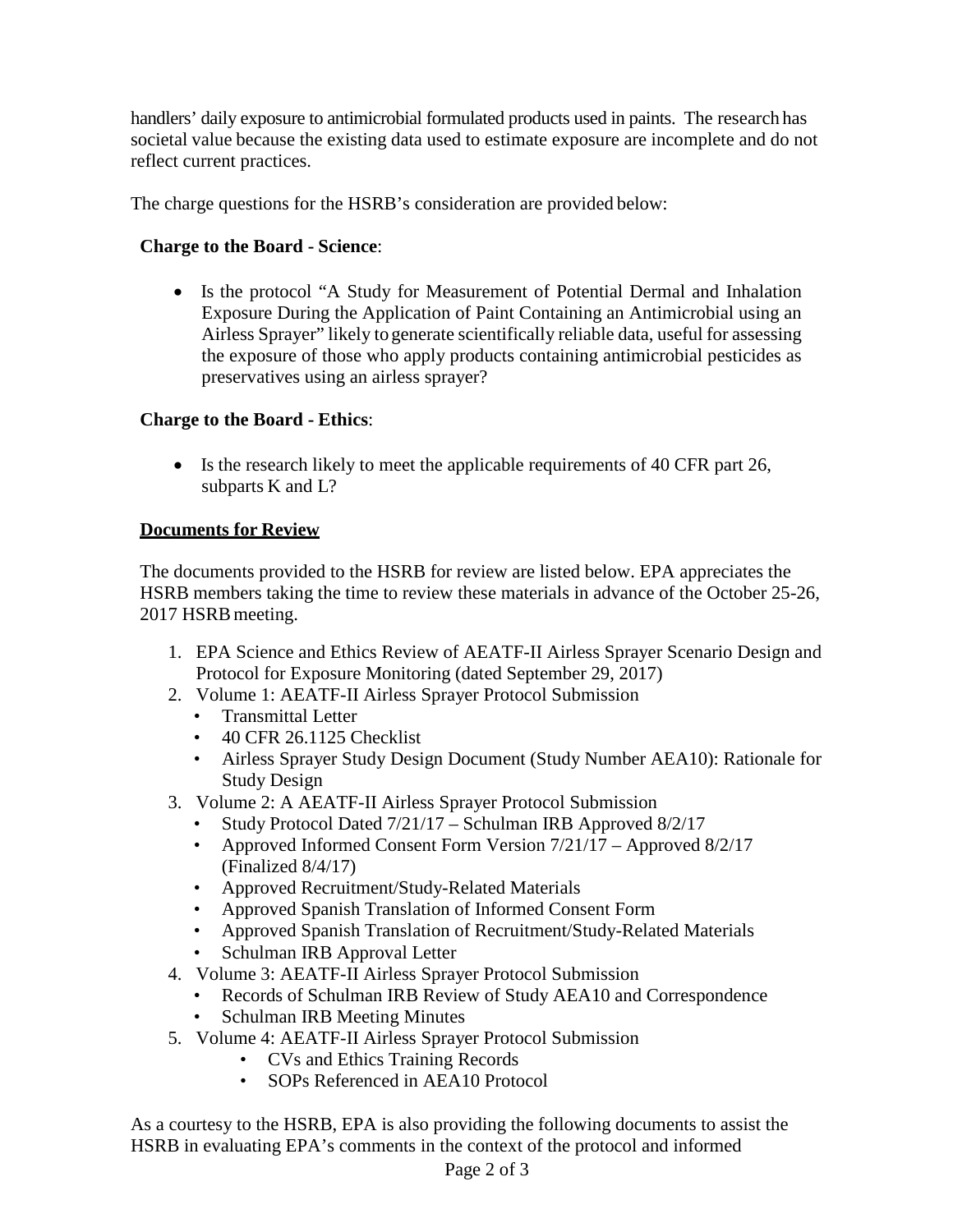handlers' daily exposure to antimicrobial formulated products used in paints. The research has societal value because the existing data used to estimate exposure are incomplete and do not reflect current practices.

The charge questions for the HSRB's consideration are provided below:

**Charge to the Board - Science**:

- Is the protocol "A Study for Measurement of Potential Dermal and Inhalation Exposure During the Application of Paint Containing an Antimicrobial using an Airless Sprayer" likely to generate scientifically reliable data, useful for assessing the exposure of those who apply products containing antimicrobial pesticides as preservatives using an airless sprayer?

**Charge to the Board - Ethics**:

- Is the research likely to meet the applicable requirements of 40 CFR part 26, subparts K and L?

**Documents for Review**

The documents provided to the HSRB for review are listed below. EPA appreciates the HSRB members taking the time to review these materials in advance of the October 25-26, 2017 HSRB meeting.

1. EPA Science and Ethics Review of AEATF-II Airless Sprayer Scenario Design and Protocol for Exposure Monitoring (dated September 29, 2017)
2. Volume 1: AEATF-II Airless Sprayer Protocol Submission
   - Transmittal Letter
   - 40 CFR 26.1125 Checklist
   - Airless Sprayer Study Design Document (Study Number AEA10): Rationale for Study Design
3. Volume 2: A AEATF-II Airless Sprayer Protocol Submission
   - Study Protocol Dated 7/21/17 – Schulman IRB Approved 8/2/17
   - Approved Informed Consent Form Version 7/21/17 – Approved 8/2/17 (Finalized 8/4/17)
   - Approved Recruitment/Study-Related Materials
   - Approved Spanish Translation of Informed Consent Form
   - Approved Spanish Translation of Recruitment/Study-Related Materials
   - Schulman IRB Approval Letter
4. Volume 3: AEATF-II Airless Sprayer Protocol Submission
   - Records of Schulman IRB Review of Study AEA10 and Correspondence
   - Schulman IRB Meeting Minutes
5. Volume 4: AEATF-II Airless Sprayer Protocol Submission
   - CVs and Ethics Training Records
   - SOPs Referenced in AEA10 Protocol

As a courtesy to the HSRB, EPA is also providing the following documents to assist the HSRB in evaluating EPA's comments in the context of the protocol and informed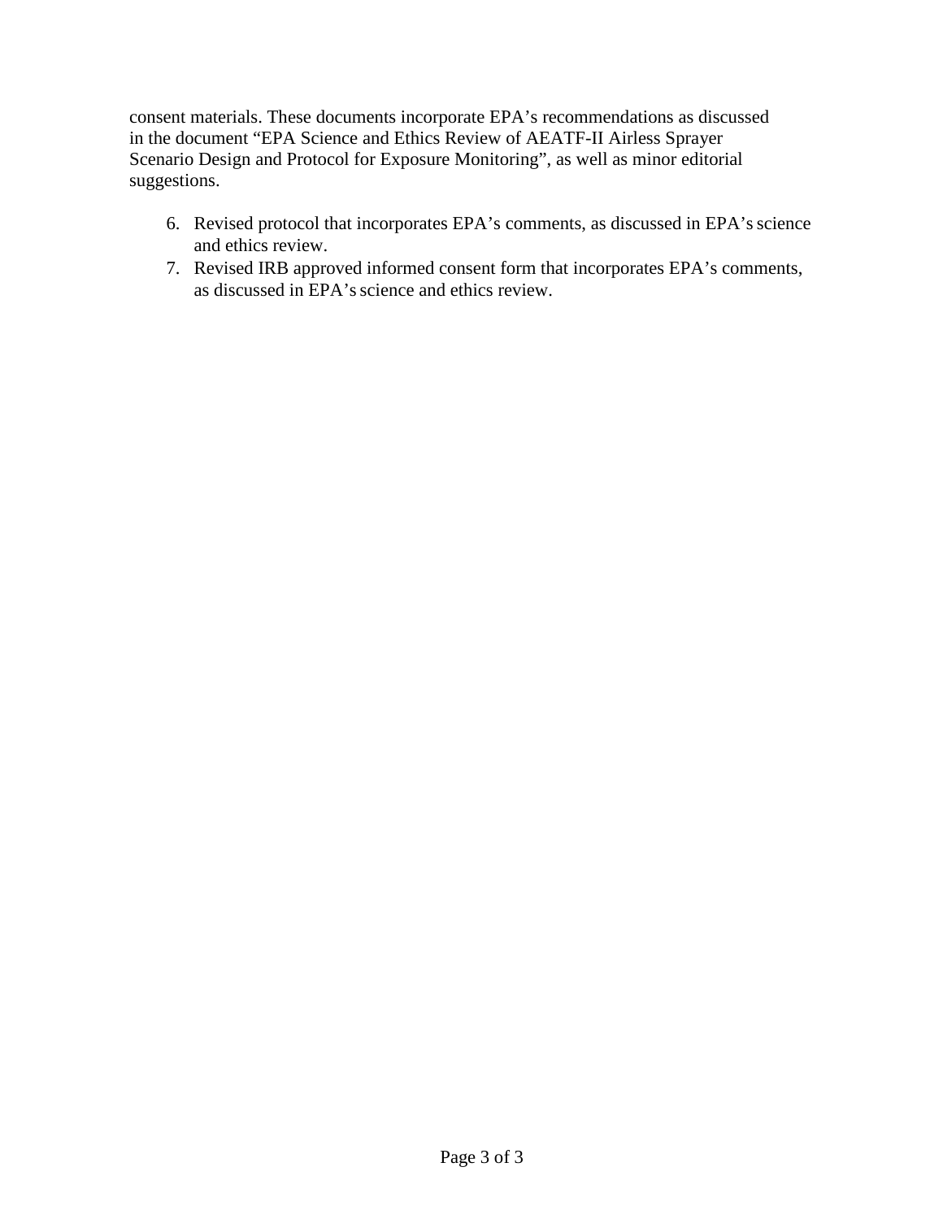consent materials. These documents incorporate EPA's recommendations as discussed in the document "EPA Science and Ethics Review of AEATF-II Airless Sprayer Scenario Design and Protocol for Exposure Monitoring", as well as minor editorial suggestions.

6. Revised protocol that incorporates EPA's comments, as discussed in EPA's science and ethics review.
7. Revised IRB approved informed consent form that incorporates EPA's comments, as discussed in EPA's science and ethics review.